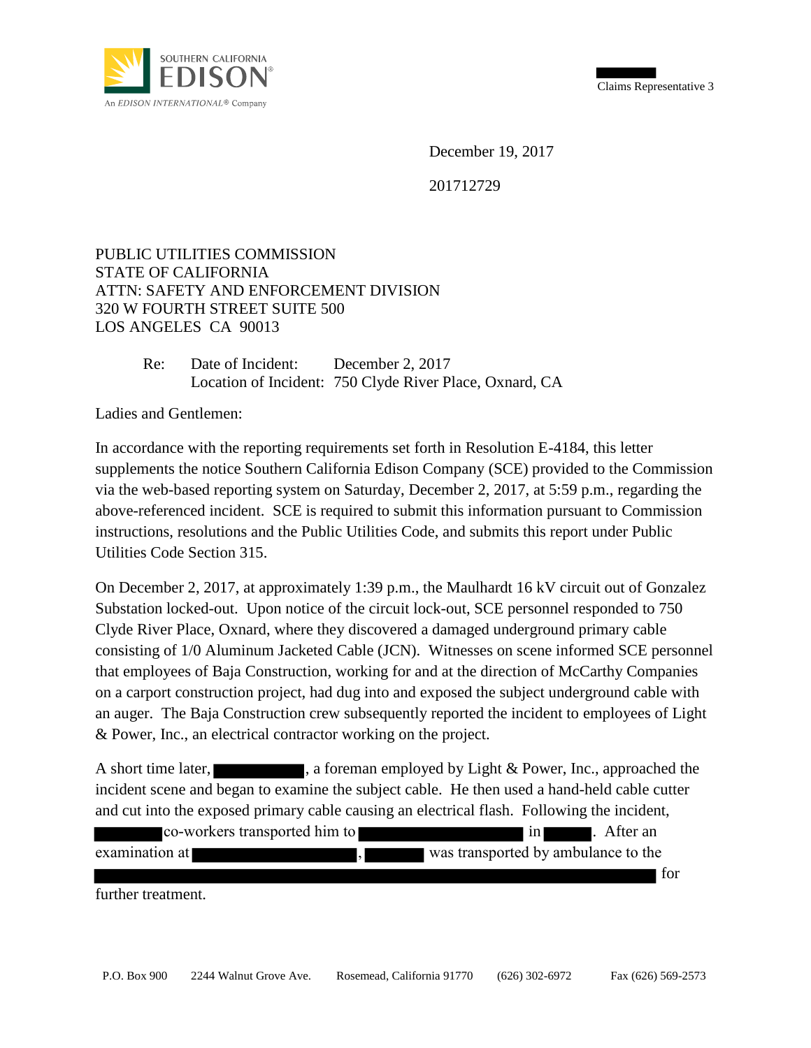SOUTHERN CALIFORNIA EDISON

An EDISON INTERNATIONAL® Company

Claims Representative 3

December 19, 2017

201712729

PUBLIC UTILITIES COMMISSION
STATE OF CALIFORNIA
ATTN: SAFETY AND ENFORCEMENT DIVISION
320 W FOURTH STREET SUITE 500
LOS ANGELES CA 90013

Re: Date of Incident: December 2, 2017
Location of Incident: 750 Clyde River Place, Oxnard, CA

Ladies and Gentlemen:

In accordance with the reporting requirements set forth in Resolution E-4184, this letter supplements the notice Southern California Edison Company (SCE) provided to the Commission via the web-based reporting system on Saturday, December 2, 2017, at 5:59 p.m., regarding the above-referenced incident. SCE is required to submit this information pursuant to Commission instructions, resolutions and the Public Utilities Code, and submits this report under Public Utilities Code Section 315.

On December 2, 2017, at approximately 1:39 p.m., the Maulhardt 16 kV circuit out of Gonzalez Substation locked-out. Upon notice of the circuit lock-out, SCE personnel responded to 750 Clyde River Place, Oxnard, where they discovered a damaged underground primary cable consisting of 1/0 Aluminum Jacketed Cable (JCN). Witnesses on scene informed SCE personnel that employees of Baja Construction, working for and at the direction of McCarthy Companies on a carport construction project, had dug into and exposed the subject underground cable with an auger. The Baja Construction crew subsequently reported the incident to employees of Light & Power, Inc., an electrical contractor working on the project.

A short time later, ██████, a foreman employed by Light & Power, Inc., approached the incident scene and began to examine the subject cable. He then used a hand-held cable cutter and cut into the exposed primary cable causing an electrical flash. Following the incident, ██████ co-workers transported him to ██████ in ██████. After an examination at ██████, ██████ was transported by ambulance to the ██████ for further treatment.

P.O. Box 900 2244 Walnut Grove Ave. Rosemead, California 91770 (626) 302-6972 Fax (626) 569-2573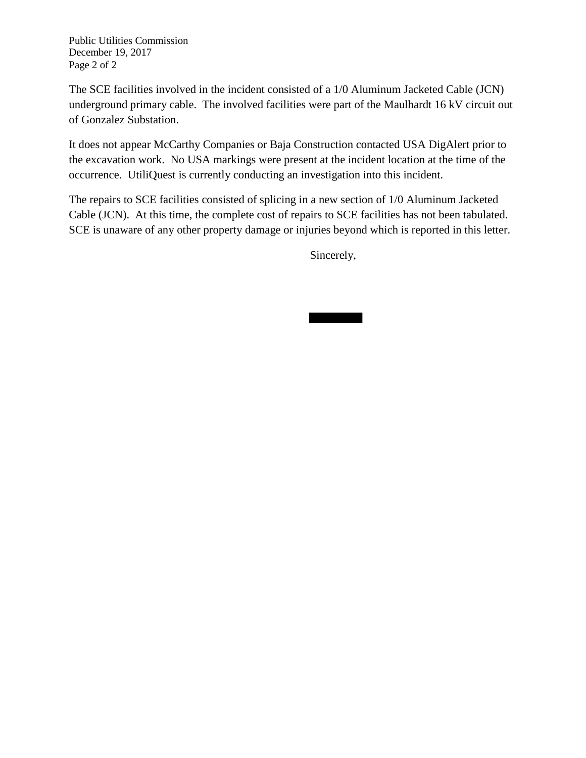The SCE facilities involved in the incident consisted of a 1/0 Aluminum Jacketed Cable (JCN) underground primary cable. The involved facilities were part of the Maulhardt 16 kV circuit out of Gonzalez Substation.

It does not appear McCarthy Companies or Baja Construction contacted USA DigAlert prior to the excavation work. No USA markings were present at the incident location at the time of the occurrence. UtiliQuest is currently conducting an investigation into this incident.

The repairs to SCE facilities consisted of splicing in a new section of 1/0 Aluminum Jacketed Cable (JCN). At this time, the complete cost of repairs to SCE facilities has not been tabulated. SCE is unaware of any other property damage or injuries beyond which is reported in this letter.

Sincerely,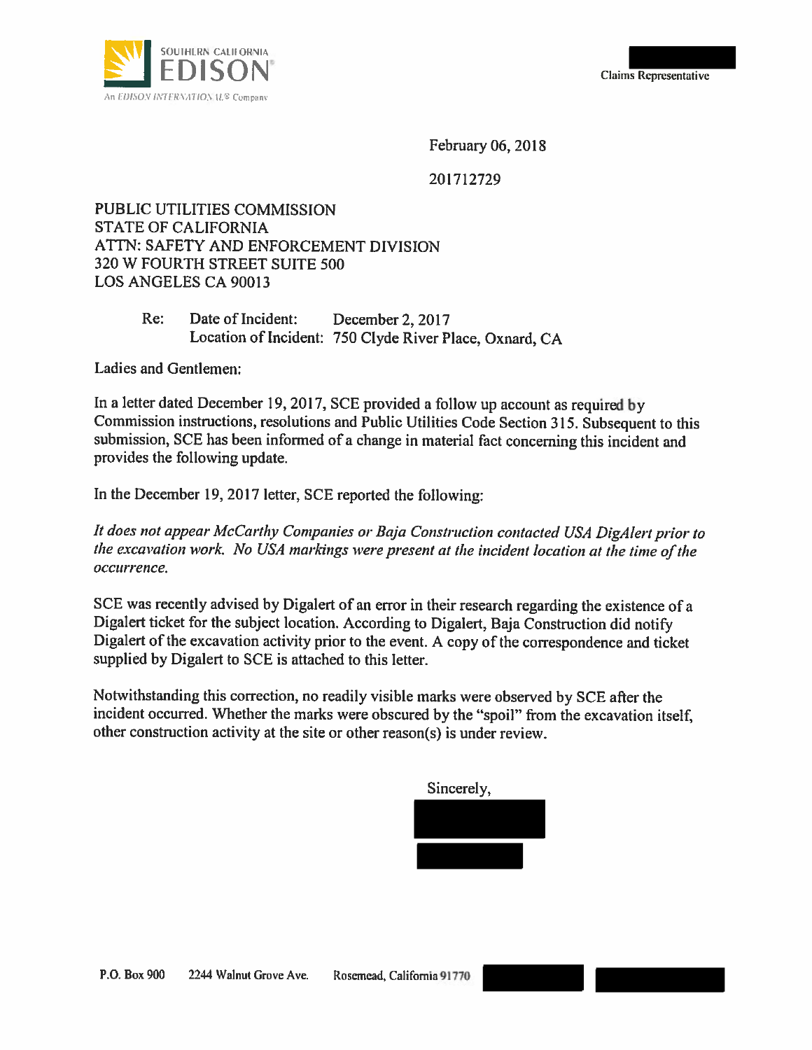SOUTHERN CALIFORNIA
EDISON
An EDISON INTERNATIONAL® Company

Claims Representative

February 06, 2018

201712729

PUBLIC UTILITIES COMMISSION
STATE OF CALIFORNIA
ATTN: SAFETY AND ENFORCEMENT DIVISION
320 W FOURTH STREET SUITE 500
LOS ANGELES CA 90013

Re: Date of Incident: December 2, 2017
Location of Incident: 750 Clyde River Place, Oxnard, CA

Ladies and Gentlemen:

In a letter dated December 19, 2017, SCE provided a follow up account as required by Commission instructions, resolutions and Public Utilities Code Section 315. Subsequent to this submission, SCE has been informed of a change in material fact concerning this incident and provides the following update.

In the December 19, 2017 letter, SCE reported the following:

*It does not appear McCarthy Companies or Baja Construction contacted USA DigAlert prior to the excavation work. No USA markings were present at the incident location at the time of the occurrence.*

SCE was recently advised by Digalert of an error in their research regarding the existence of a Digalert ticket for the subject location. According to Digalert, Baja Construction did notify Digalert of the excavation activity prior to the event. A copy of the correspondence and ticket supplied by Digalert to SCE is attached to this letter.

Notwithstanding this correction, no readily visible marks were observed by SCE after the incident occurred. Whether the marks were obscured by the "spoil" from the excavation itself, other construction activity at the site or other reason(s) is under review.

Sincerely,

P.O. Box 900 2244 Walnut Grove Ave. Rosemead, California 91770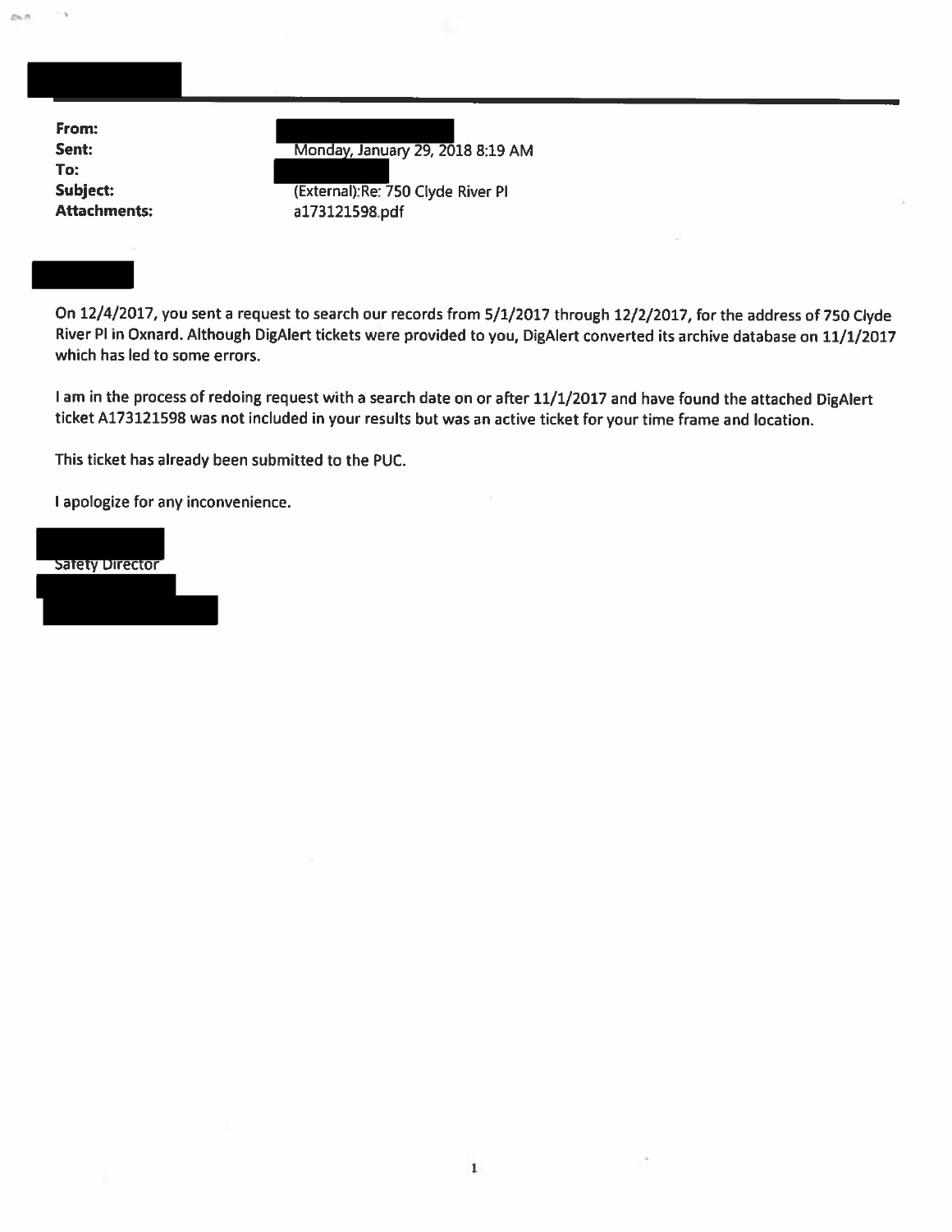**From:**
**Sent:** Monday, January 29, 2018 8:19 AM
**To:**
**Subject:** (External):Re: 750 Clyde River Pl
**Attachments:** a173121598.pdf

On 12/4/2017, you sent a request to search our records from 5/1/2017 through 12/2/2017, for the address of 750 Clyde River Pl in Oxnard. Although DigAlert tickets were provided to you, DigAlert converted its archive database on 11/1/2017 which has led to some errors.

I am in the process of redoing request with a search date on or after 11/1/2017 and have found the attached DigAlert ticket A173121598 was not included in your results but was an active ticket for your time frame and location.

This ticket has already been submitted to the PUC.

I apologize for any inconvenience.

Safety Director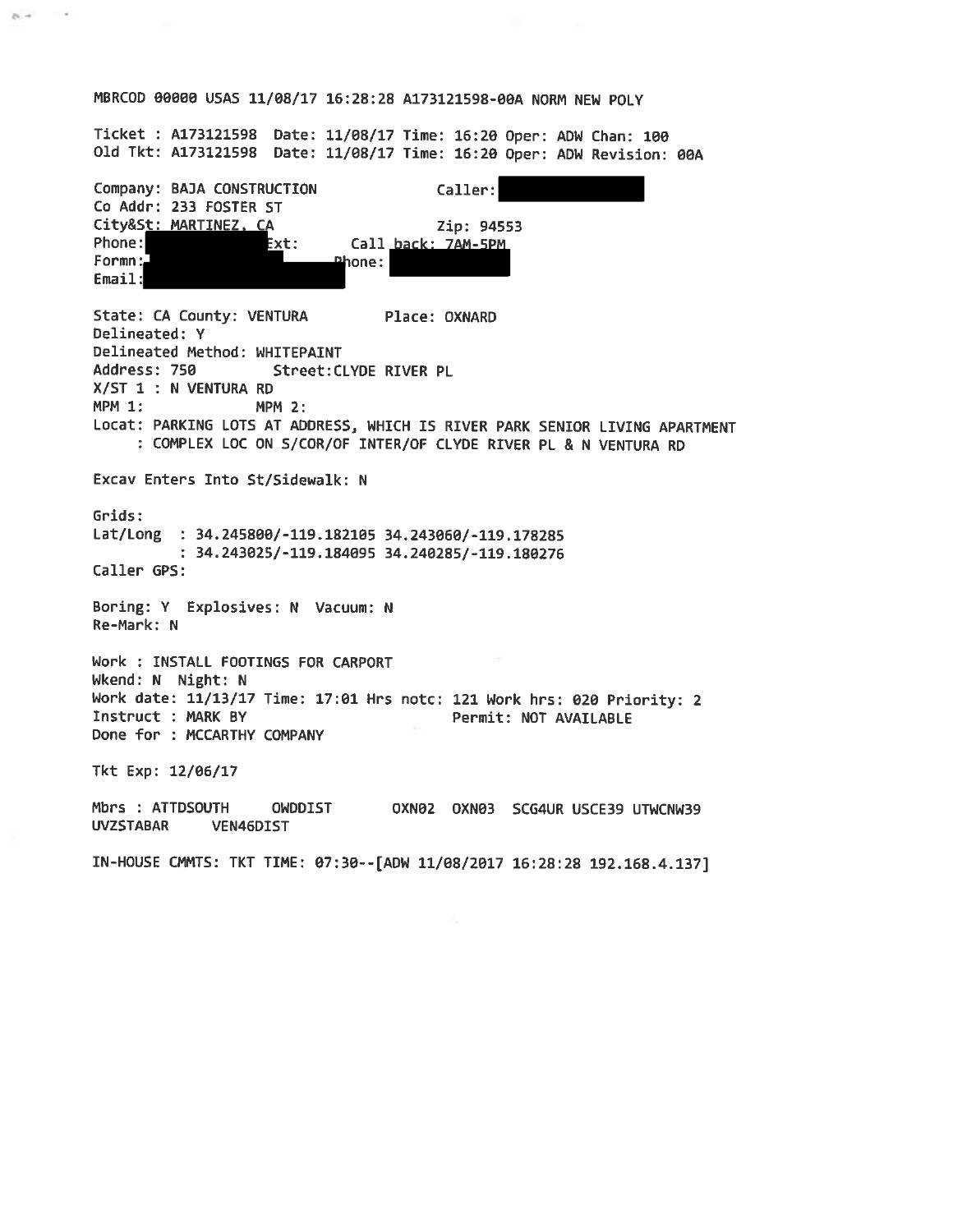```
MBRCOD 00000 USAS 11/08/17 16:28:28 A173121598-00A NORM NEW POLY

Ticket : A173121598  Date: 11/08/17 Time: 16:20 Oper: ADW Chan: 100
Old Tkt: A173121598  Date: 11/08/17 Time: 16:20 Oper: ADW Revision: 00A

Company: BAJA CONSTRUCTION              Caller:
Co Addr: 233 FOSTER ST
City&St: MARTINEZ, CA                   Zip: 94553
Phone:                Ext:      Call back: 7AM-5PM
Formn:                          Phone:
Email:

State: CA County: VENTURA         Place: OXNARD
Delineated: Y
Delineated Method: WHITEPAINT
Address: 750         Street:CLYDE RIVER PL
X/ST 1 : N VENTURA RD
MPM 1:              MPM 2:
Locat: PARKING LOTS AT ADDRESS, WHICH IS RIVER PARK SENIOR LIVING APARTMENT
     : COMPLEX LOC ON S/COR/OF INTER/OF CLYDE RIVER PL & N VENTURA RD

Excav Enters Into St/Sidewalk: N

Grids:
Lat/Long  : 34.245800/-119.182105 34.243060/-119.178285
          : 34.243025/-119.184095 34.240285/-119.180276
Caller GPS:

Boring: Y  Explosives: N  Vacuum: N
Re-Mark: N

Work : INSTALL FOOTINGS FOR CARPORT
Wkend: N  Night: N
Work date: 11/13/17 Time: 17:01 Hrs notc: 121 Work hrs: 020 Priority: 2
Instruct : MARK BY                        Permit: NOT AVAILABLE
Done for : MCCARTHY COMPANY

Tkt Exp: 12/06/17

Mbrs : ATTDSOUTH     OWDDIST       OXN02  OXN03  SCG4UR USCE39 UTWCNW39
UVZSTABAR     VEN46DIST

IN-HOUSE CMMTS: TKT TIME: 07:30--[ADW 11/08/2017 16:28:28 192.168.4.137]
```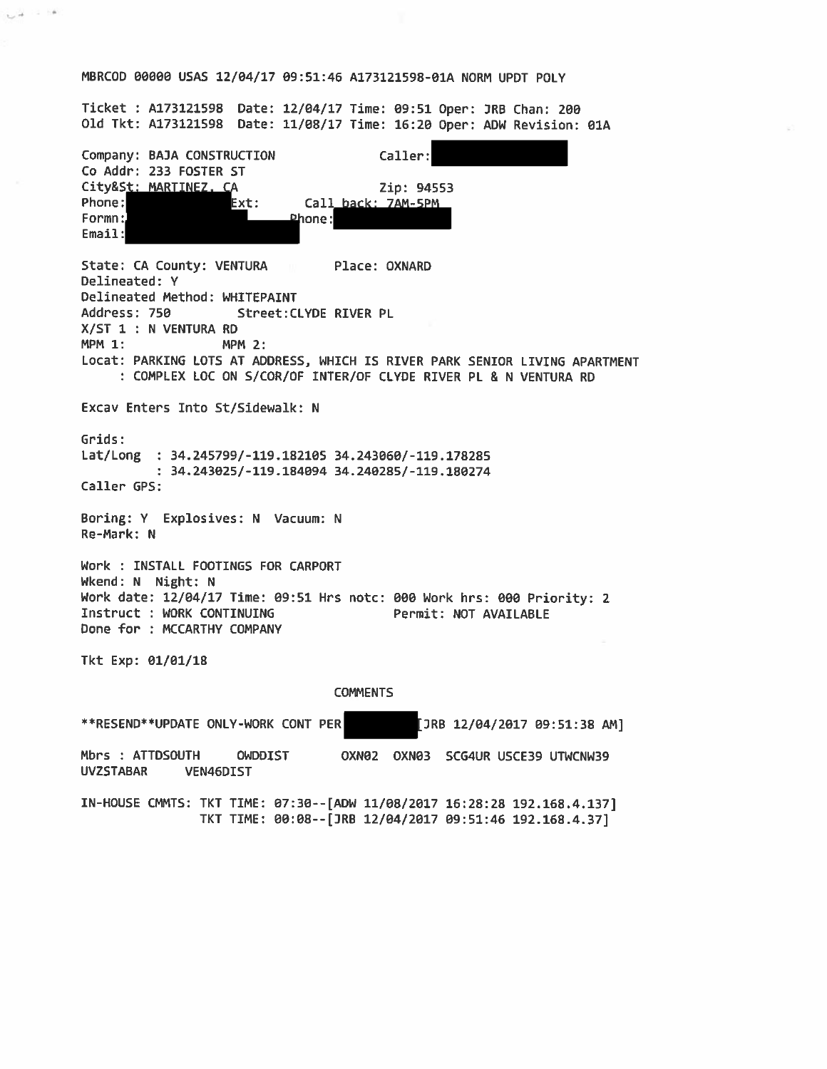```
MBRCOD 00000 USAS 12/04/17 09:51:46 A173121598-01A NORM UPDT POLY

Ticket : A173121598  Date: 12/04/17 Time: 09:51 Oper: JRB Chan: 200
Old Tkt: A173121598  Date: 11/08/17 Time: 16:20 Oper: ADW Revision: 01A

Company: BAJA CONSTRUCTION              Caller:
Co Addr: 233 FOSTER ST
City&St: MARTINEZ, CA                   Zip: 94553
Phone:                Ext:      Call back: 7AM-5PM
Formn:                      Phone:
Email:

State: CA County: VENTURA          Place: OXNARD
Delineated: Y
Delineated Method: WHITEPAINT
Address: 750          Street:CLYDE RIVER PL
X/ST 1 : N VENTURA RD
MPM 1:              MPM 2:
Locat: PARKING LOTS AT ADDRESS, WHICH IS RIVER PARK SENIOR LIVING APARTMENT
     : COMPLEX LOC ON S/COR/OF INTER/OF CLYDE RIVER PL & N VENTURA RD

Excav Enters Into St/Sidewalk: N

Grids:
Lat/Long  : 34.245799/-119.182105 34.243060/-119.178285
          : 34.243025/-119.184094 34.240285/-119.180274
Caller GPS:

Boring: Y  Explosives: N  Vacuum: N
Re-Mark: N

Work : INSTALL FOOTINGS FOR CARPORT
Wkend: N  Night: N
Work date: 12/04/17 Time: 09:51 Hrs notc: 000 Work hrs: 000 Priority: 2
Instruct : WORK CONTINUING              Permit: NOT AVAILABLE
Done for : MCCARTHY COMPANY

Tkt Exp: 01/01/18

                              COMMENTS

**RESEND**UPDATE ONLY-WORK CONT PER          [JRB 12/04/2017 09:51:38 AM]

Mbrs : ATTDSOUTH     OWDDIST      OXN02  OXN03  SCG4UR USCE39 UTWCNW39
UVZSTABAR      VEN46DIST

IN-HOUSE CMMTS: TKT TIME: 07:30--[ADW 11/08/2017 16:28:28 192.168.4.137]
                TKT TIME: 00:08--[JRB 12/04/2017 09:51:46 192.168.4.37]
```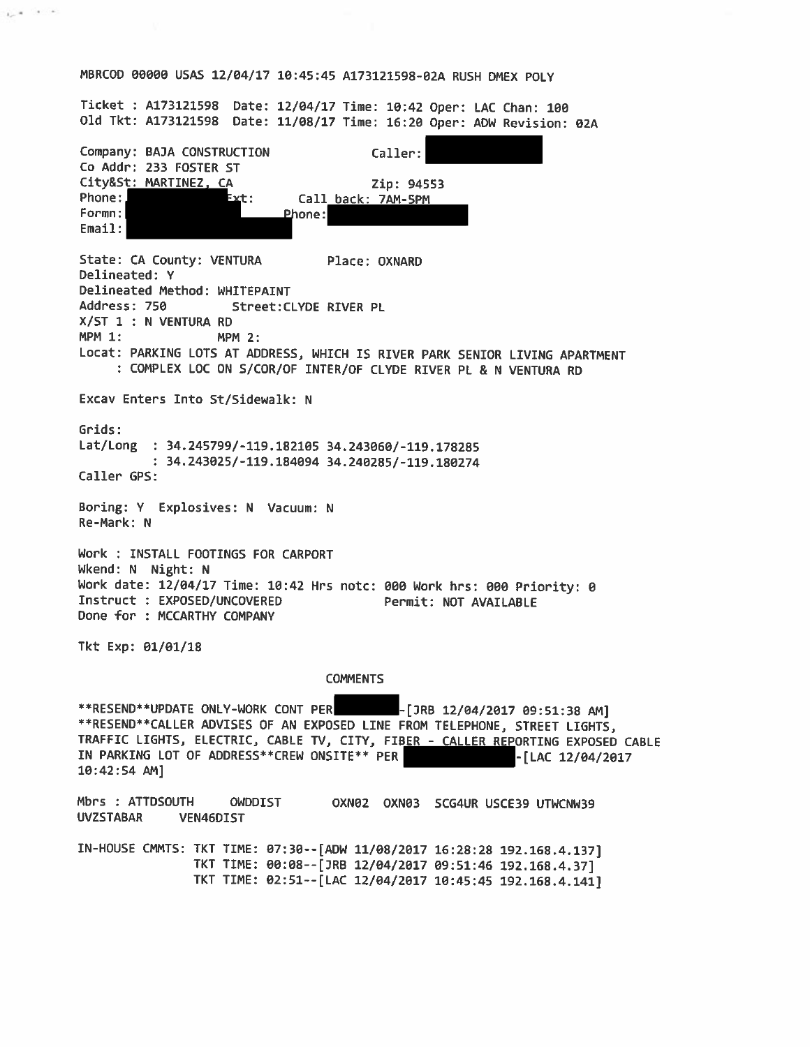```
MBRCOD 00000 USAS 12/04/17 10:45:45 A173121598-02A RUSH DMEX POLY

Ticket : A173121598  Date: 12/04/17 Time: 10:42 Oper: LAC Chan: 100
Old Tkt: A173121598  Date: 11/08/17 Time: 16:20 Oper: ADW Revision: 02A

Company: BAJA CONSTRUCTION            Caller: [REDACTED]
Co Addr: 233 FOSTER ST
City&St: MARTINEZ, CA                 Zip: 94553
Phone: [REDACTED]     Ext:     Call back: 7AM-5PM
Formn: [REDACTED]            Phone: [REDACTED]
Email: [REDACTED]

State: CA County: VENTURA         Place: OXNARD
Delineated: Y
Delineated Method: WHITEPAINT
Address: 750          Street:CLYDE RIVER PL
X/ST 1 : N VENTURA RD
MPM 1:              MPM 2:
Locat: PARKING LOTS AT ADDRESS, WHICH IS RIVER PARK SENIOR LIVING APARTMENT
     : COMPLEX LOC ON S/COR/OF INTER/OF CLYDE RIVER PL & N VENTURA RD

Excav Enters Into St/Sidewalk: N

Grids:
Lat/Long  : 34.245799/-119.182105 34.243060/-119.178285
          : 34.243025/-119.184094 34.240285/-119.180274
Caller GPS:

Boring: Y  Explosives: N  Vacuum: N
Re-Mark: N

Work : INSTALL FOOTINGS FOR CARPORT
Wkend: N  Night: N
Work date: 12/04/17 Time: 10:42 Hrs notc: 000 Work hrs: 000 Priority: 0
Instruct : EXPOSED/UNCOVERED            Permit: NOT AVAILABLE
Done for : MCCARTHY COMPANY

Tkt Exp: 01/01/18

                              COMMENTS

**RESEND**UPDATE ONLY-WORK CONT PER [REDACTED]-[JRB 12/04/2017 09:51:38 AM]
**RESEND**CALLER ADVISES OF AN EXPOSED LINE FROM TELEPHONE, STREET LIGHTS,
TRAFFIC LIGHTS, ELECTRIC, CABLE TV, CITY, FIBER - CALLER REPORTING EXPOSED CABLE
IN PARKING LOT OF ADDRESS**CREW ONSITE** PER [REDACTED]-[LAC 12/04/2017
10:42:54 AM]

Mbrs : ATTDSOUTH    OWDDIST      OXN02  OXN03  SCG4UR USCE39 UTWCNW39
UVZSTABAR     VEN46DIST

IN-HOUSE CMMTS: TKT TIME: 07:30--[ADW 11/08/2017 16:28:28 192.168.4.137]
                TKT TIME: 00:08--[JRB 12/04/2017 09:51:46 192.168.4.37]
                TKT TIME: 02:51--[LAC 12/04/2017 10:45:45 192.168.4.141]
```